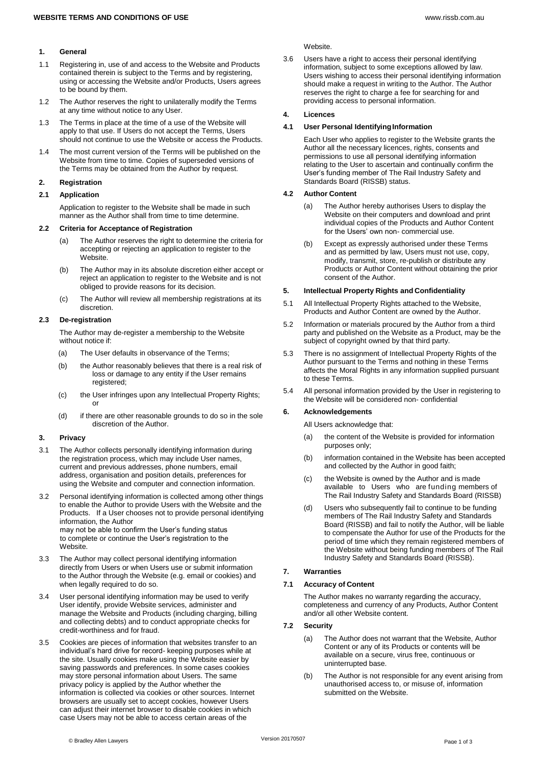# WEBSITE TERMS AND CONDITIONS OF USE

## 1. General

1.1 Registering in, use of and access to the Website and Products contained therein is subject to the Terms and by registering, using or accessing the Website and/or Products, Users agrees to be bound by them.

1.2 The Author reserves the right to unilaterally modify the Terms at any time without notice to any User.

1.3 The Terms in place at the time of a use of the Website will apply to that use. If Users do not accept the Terms, Users should not continue to use the Website or access the Products.

1.4 The most current version of the Terms will be published on the Website from time to time. Copies of superseded versions of the Terms may be obtained from the Author by request.

## 2. Registration

### 2.1 Application

Application to register to the Website shall be made in such manner as the Author shall from time to time determine.

### 2.2 Criteria for Acceptance of Registration

(a) The Author reserves the right to determine the criteria for accepting or rejecting an application to register to the Website.

(b) The Author may in its absolute discretion either accept or reject an application to register to the Website and is not obliged to provide reasons for its decision.

(c) The Author will review all membership registrations at its discretion.

### 2.3 De-registration

The Author may de-register a membership to the Website without notice if:

(a) The User defaults in observance of the Terms;

(b) the Author reasonably believes that there is a real risk of loss or damage to any entity if the User remains registered;

(c) the User infringes upon any Intellectual Property Rights; or

(d) if there are other reasonable grounds to do so in the sole discretion of the Author.

## 3. Privacy

3.1 The Author collects personally identifying information during the registration process, which may include User names, current and previous addresses, phone numbers, email address, organisation and position details, preferences for using the Website and computer and connection information.

3.2 Personal identifying information is collected among other things to enable the Author to provide Users with the Website and the Products. If a User chooses not to provide personal identifying information, the Author may not be able to confirm the User's funding status to complete or continue the User's registration to the Website.

3.3 The Author may collect personal identifying information directly from Users or when Users use or submit information to the Author through the Website (e.g. email or cookies) and when legally required to do so.

3.4 User personal identifying information may be used to verify User identify, provide Website services, administer and manage the Website and Products (including charging, billing and collecting debts) and to conduct appropriate checks for credit-worthiness and for fraud.

3.5 Cookies are pieces of information that websites transfer to an individual's hard drive for record- keeping purposes while at the site. Usually cookies make using the Website easier by saving passwords and preferences. In some cases cookies may store personal information about Users. The same privacy policy is applied by the Author whether the information is collected via cookies or other sources. Internet browsers are usually set to accept cookies, however Users can adjust their internet browser to disable cookies in which case Users may not be able to access certain areas of the Website.

3.6 Users have a right to access their personal identifying information, subject to some exceptions allowed by law. Users wishing to access their personal identifying information should make a request in writing to the Author. The Author reserves the right to charge a fee for searching for and providing access to personal information.

## 4. Licences

### 4.1 User Personal Identifying Information

Each User who applies to register to the Website grants the Author all the necessary licences, rights, consents and permissions to use all personal identifying information relating to the User to ascertain and continually confirm the User's funding member of The Rail Industry Safety and Standards Board (RISSB) status.

### 4.2 Author Content

(a) The Author hereby authorises Users to display the Website on their computers and download and print individual copies of the Products and Author Content for the Users' own non- commercial use.

(b) Except as expressly authorised under these Terms and as permitted by law, Users must not use, copy, modify, transmit, store, re-publish or distribute any Products or Author Content without obtaining the prior consent of the Author.

## 5. Intellectual Property Rights and Confidentiality

5.1 All Intellectual Property Rights attached to the Website, Products and Author Content are owned by the Author.

5.2 Information or materials procured by the Author from a third party and published on the Website as a Product, may be the subject of copyright owned by that third party.

5.3 There is no assignment of Intellectual Property Rights of the Author pursuant to the Terms and nothing in these Terms affects the Moral Rights in any information supplied pursuant to these Terms.

5.4 All personal information provided by the User in registering to the Website will be considered non- confidential

## 6. Acknowledgements

All Users acknowledge that:

(a) the content of the Website is provided for information purposes only;

(b) information contained in the Website has been accepted and collected by the Author in good faith;

(c) the Website is owned by the Author and is made available to Users who are funding members of The Rail Industry Safety and Standards Board (RISSB)

(d) Users who subsequently fail to continue to be funding members of The Rail Industry Safety and Standards Board (RISSB) and fail to notify the Author, will be liable to compensate the Author for use of the Products for the period of time which they remain registered members of the Website without being funding members of The Rail Industry Safety and Standards Board (RISSB).

## 7. Warranties

### 7.1 Accuracy of Content

The Author makes no warranty regarding the accuracy, completeness and currency of any Products, Author Content and/or all other Website content.

### 7.2 Security

(a) The Author does not warrant that the Website, Author Content or any of its Products or contents will be available on a secure, virus free, continuous or uninterrupted base.

(b) The Author is not responsible for any event arising from unauthorised access to, or misuse of, information submitted on the Website.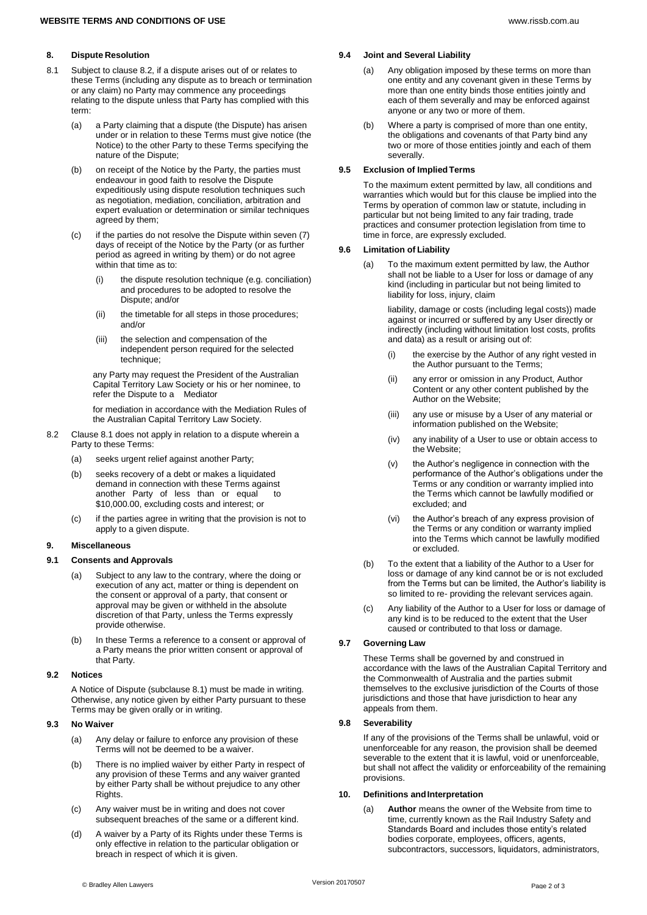## 8. Dispute Resolution

8.1 Subject to clause 8.2, if a dispute arises out of or relates to these Terms (including any dispute as to breach or termination or any claim) no Party may commence any proceedings relating to the dispute unless that Party has complied with this term:

(a) a Party claiming that a dispute (the Dispute) has arisen under or in relation to these Terms must give notice (the Notice) to the other Party to these Terms specifying the nature of the Dispute;

(b) on receipt of the Notice by the Party, the parties must endeavour in good faith to resolve the Dispute expeditiously using dispute resolution techniques such as negotiation, mediation, conciliation, arbitration and expert evaluation or determination or similar techniques agreed by them;

(c) if the parties do not resolve the Dispute within seven (7) days of receipt of the Notice by the Party (or as further period as agreed in writing by them) or do not agree within that time as to:

(i) the dispute resolution technique (e.g. conciliation) and procedures to be adopted to resolve the Dispute; and/or

(ii) the timetable for all steps in those procedures; and/or

(iii) the selection and compensation of the independent person required for the selected technique;

any Party may request the President of the Australian Capital Territory Law Society or his or her nominee, to refer the Dispute to a Mediator

for mediation in accordance with the Mediation Rules of the Australian Capital Territory Law Society.

8.2 Clause 8.1 does not apply in relation to a dispute wherein a Party to these Terms:

(a) seeks urgent relief against another Party;

(b) seeks recovery of a debt or makes a liquidated demand in connection with these Terms against another Party of less than or equal to $10,000.00, excluding costs and interest; or

(c) if the parties agree in writing that the provision is not to apply to a given dispute.

## 9. Miscellaneous

### 9.1 Consents and Approvals

(a) Subject to any law to the contrary, where the doing or execution of any act, matter or thing is dependent on the consent or approval of a party, that consent or approval may be given or withheld in the absolute discretion of that Party, unless the Terms expressly provide otherwise.

(b) In these Terms a reference to a consent or approval of a Party means the prior written consent or approval of that Party.

### 9.2 Notices

A Notice of Dispute (subclause 8.1) must be made in writing. Otherwise, any notice given by either Party pursuant to these Terms may be given orally or in writing.

### 9.3 No Waiver

(a) Any delay or failure to enforce any provision of these Terms will not be deemed to be a waiver.

(b) There is no implied waiver by either Party in respect of any provision of these Terms and any waiver granted by either Party shall be without prejudice to any other Rights.

(c) Any waiver must be in writing and does not cover subsequent breaches of the same or a different kind.

(d) A waiver by a Party of its Rights under these Terms is only effective in relation to the particular obligation or breach in respect of which it is given.

### 9.4 Joint and Several Liability

(a) Any obligation imposed by these terms on more than one entity and any covenant given in these Terms by more than one entity binds those entities jointly and each of them severally and may be enforced against anyone or any two or more of them.

(b) Where a party is comprised of more than one entity, the obligations and covenants of that Party bind any two or more of those entities jointly and each of them severally.

### 9.5 Exclusion of Implied Terms

To the maximum extent permitted by law, all conditions and warranties which would but for this clause be implied into the Terms by operation of common law or statute, including in particular but not being limited to any fair trading, trade practices and consumer protection legislation from time to time in force, are expressly excluded.

### 9.6 Limitation of Liability

(a) To the maximum extent permitted by law, the Author shall not be liable to a User for loss or damage of any kind (including in particular but not being limited to liability for loss, injury, claim

liability, damage or costs (including legal costs)) made against or incurred or suffered by any User directly or indirectly (including without limitation lost costs, profits and data) as a result or arising out of:

(i) the exercise by the Author of any right vested in the Author pursuant to the Terms;

(ii) any error or omission in any Product, Author Content or any other content published by the Author on the Website;

(iii) any use or misuse by a User of any material or information published on the Website;

(iv) any inability of a User to use or obtain access to the Website;

(v) the Author's negligence in connection with the performance of the Author's obligations under the Terms or any condition or warranty implied into the Terms which cannot be lawfully modified or excluded; and

(vi) the Author's breach of any express provision of the Terms or any condition or warranty implied into the Terms which cannot be lawfully modified or excluded.

(b) To the extent that a liability of the Author to a User for loss or damage of any kind cannot be or is not excluded from the Terms but can be limited, the Author's liability is so limited to re- providing the relevant services again.

(c) Any liability of the Author to a User for loss or damage of any kind is to be reduced to the extent that the User caused or contributed to that loss or damage.

### 9.7 Governing Law

These Terms shall be governed by and construed in accordance with the laws of the Australian Capital Territory and the Commonwealth of Australia and the parties submit themselves to the exclusive jurisdiction of the Courts of those jurisdictions and those that have jurisdiction to hear any appeals from them.

### 9.8 Severability

If any of the provisions of the Terms shall be unlawful, void or unenforceable for any reason, the provision shall be deemed severable to the extent that it is lawful, void or unenforceable, but shall not affect the validity or enforceability of the remaining provisions.

## 10. Definitions and Interpretation

(a) **Author** means the owner of the Website from time to time, currently known as the Rail Industry Safety and Standards Board and includes those entity's related bodies corporate, employees, officers, agents, subcontractors, successors, liquidators, administrators,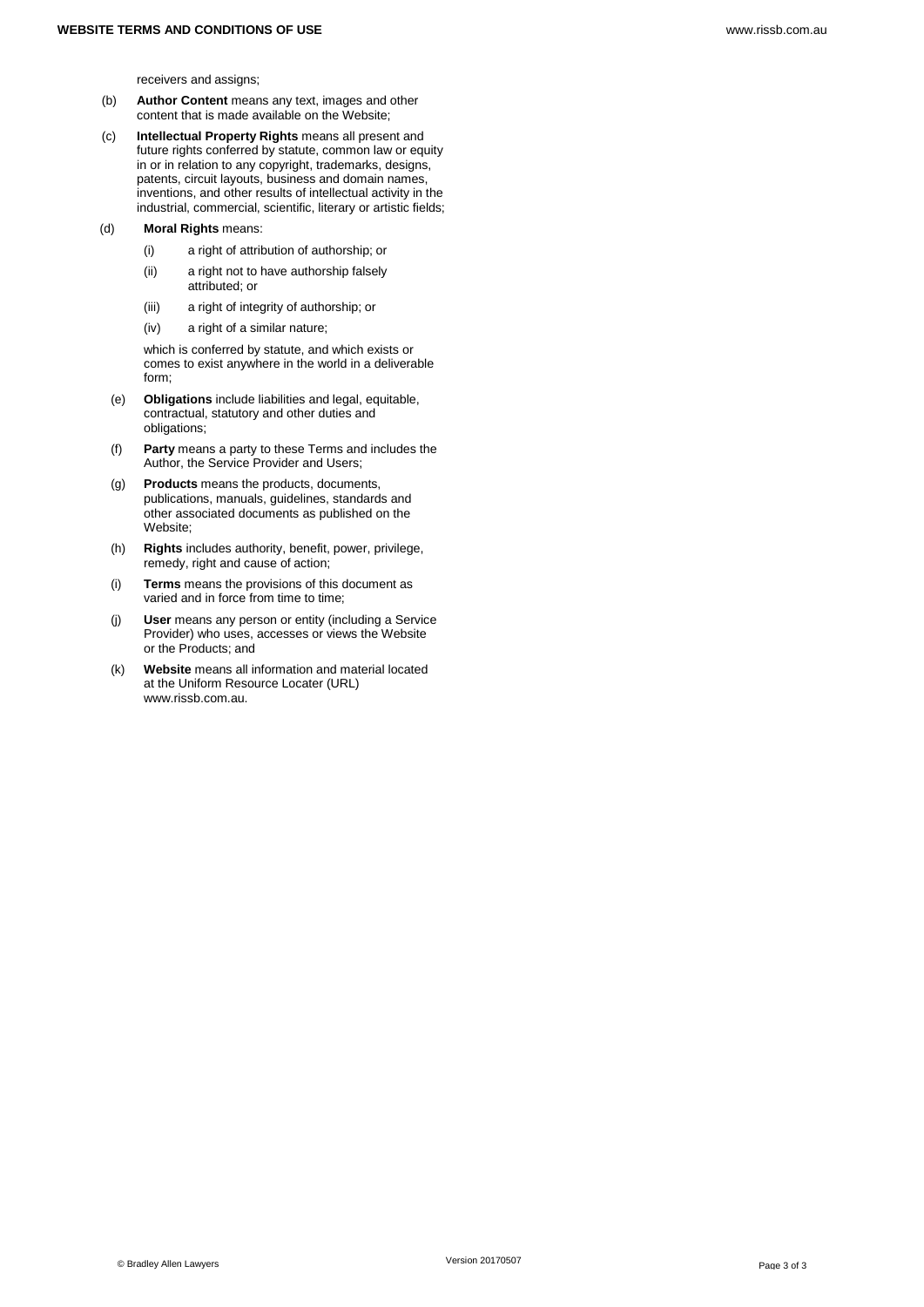receivers and assigns;

(b) **Author Content** means any text, images and other content that is made available on the Website;

(c) **Intellectual Property Rights** means all present and future rights conferred by statute, common law or equity in or in relation to any copyright, trademarks, designs, patents, circuit layouts, business and domain names, inventions, and other results of intellectual activity in the industrial, commercial, scientific, literary or artistic fields;

(d) **Moral Rights** means:

   (i) a right of attribution of authorship; or

   (ii) a right not to have authorship falsely attributed; or

   (iii) a right of integrity of authorship; or

   (iv) a right of a similar nature;

   which is conferred by statute, and which exists or comes to exist anywhere in the world in a deliverable form;

(e) **Obligations** include liabilities and legal, equitable, contractual, statutory and other duties and obligations;

(f) **Party** means a party to these Terms and includes the Author, the Service Provider and Users;

(g) **Products** means the products, documents, publications, manuals, guidelines, standards and other associated documents as published on the Website;

(h) **Rights** includes authority, benefit, power, privilege, remedy, right and cause of action;

(i) **Terms** means the provisions of this document as varied and in force from time to time;

(j) **User** means any person or entity (including a Service Provider) who uses, accesses or views the Website or the Products; and

(k) **Website** means all information and material located at the Uniform Resource Locater (URL) www.rissb.com.au.